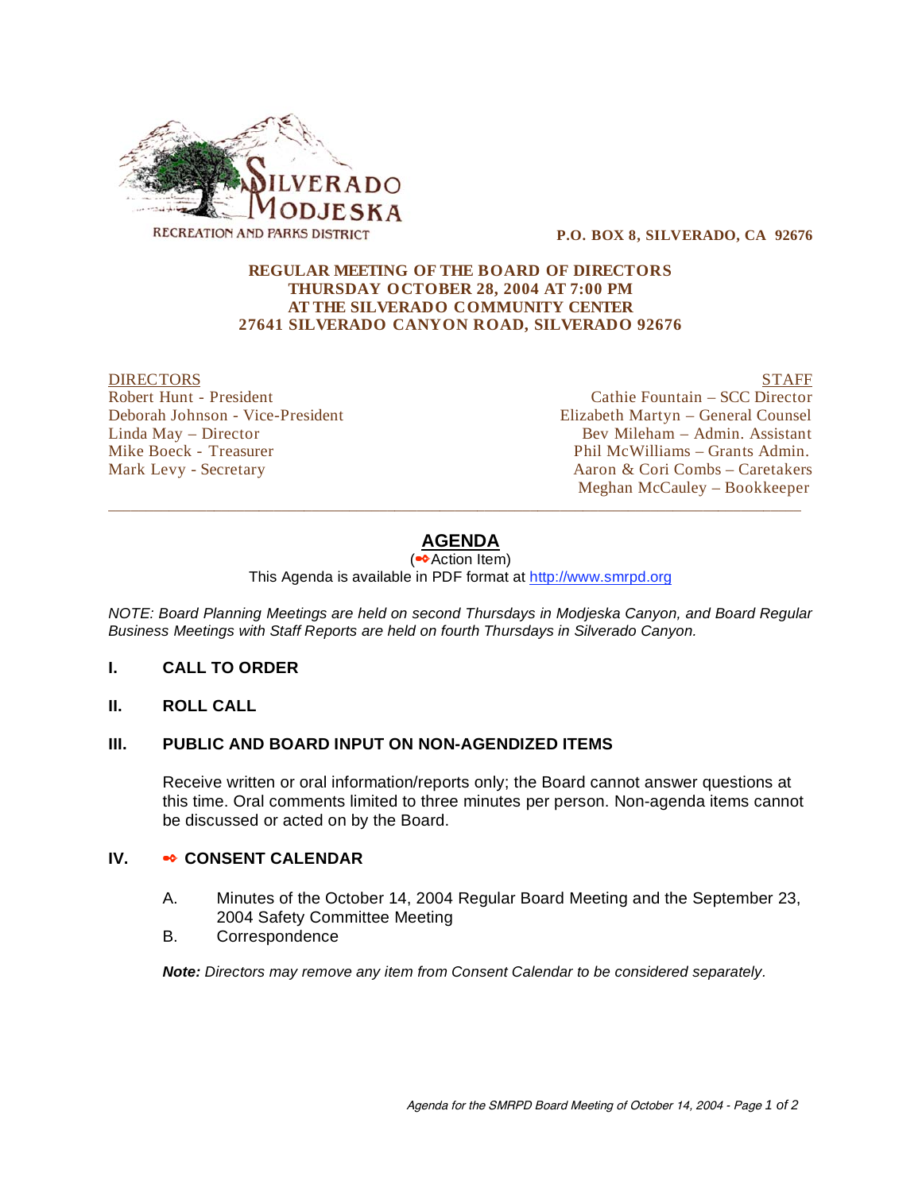SILVERADO MODJESKA
RECREATION AND PARKS DISTRICT

**P.O. BOX 8, SILVERADO, CA 92676**

**REGULAR MEETING OF THE BOARD OF DIRECTORS**
**THURSDAY OCTOBER 28, 2004 AT 7:00 PM**
**AT THE SILVERADO COMMUNITY CENTER**
**27641 SILVERADO CANYON ROAD, SILVERADO 92676**

DIRECTORS
Robert Hunt - President
Deborah Johnson - Vice-President
Linda May – Director
Mike Boeck - Treasurer
Mark Levy - Secretary

STAFF
Cathie Fountain – SCC Director
Elizabeth Martyn – General Counsel
Bev Mileham – Admin. Assistant
Phil McWilliams – Grants Admin.
Aaron & Cori Combs – Caretakers
Meghan McCauley – Bookkeeper

---

# AGENDA

(⊷ Action Item)

This Agenda is available in PDF format at http://www.smrpd.org

*NOTE: Board Planning Meetings are held on second Thursdays in Modjeska Canyon, and Board Regular Business Meetings with Staff Reports are held on fourth Thursdays in Silverado Canyon.*

**I. CALL TO ORDER**

**II. ROLL CALL**

**III. PUBLIC AND BOARD INPUT ON NON-AGENDIZED ITEMS**

Receive written or oral information/reports only; the Board cannot answer questions at this time. Oral comments limited to three minutes per person. Non-agenda items cannot be discussed or acted on by the Board.

**IV. ⊷ CONSENT CALENDAR**

A. Minutes of the October 14, 2004 Regular Board Meeting and the September 23, 2004 Safety Committee Meeting

B. Correspondence

***Note:*** *Directors may remove any item from Consent Calendar to be considered separately.*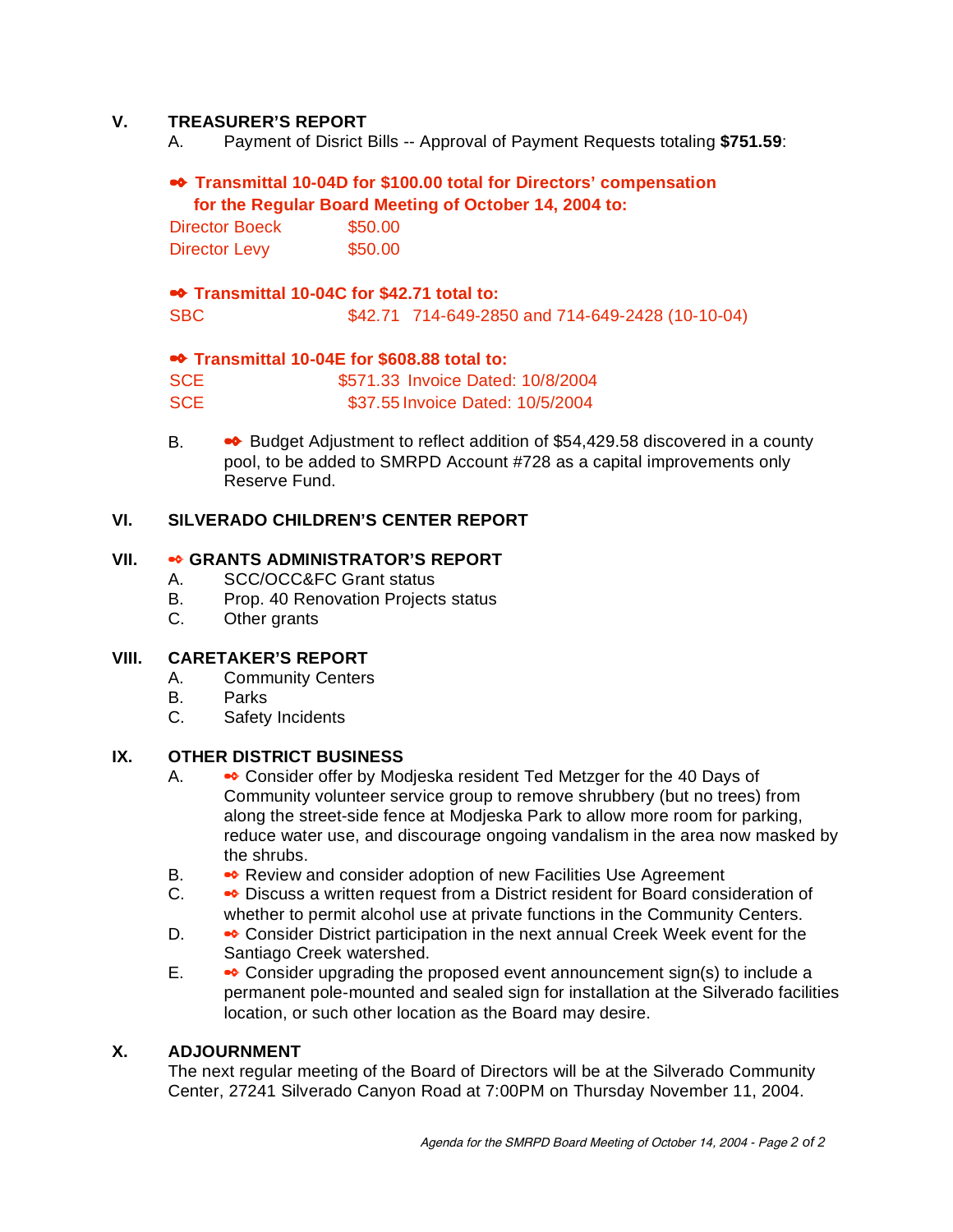## V. TREASURER'S REPORT

A. Payment of Disrict Bills -- Approval of Payment Requests totaling **$751.59**:

**➧ Transmittal 10-04D for $100.00 total for Directors' compensation for the Regular Board Meeting of October 14, 2004 to:**

| | |
|---|---|
| Director Boeck | $50.00 |
| Director Levy | $50.00 |

**➧ Transmittal 10-04C for $42.71 total to:**

| | | |
|---|---|---|
| SBC | $42.71 | 714-649-2850 and 714-649-2428 (10-10-04) |

**➧ Transmittal 10-04E for $608.88 total to:**

| | | |
|---|---|---|
| SCE | $571.33 | Invoice Dated: 10/8/2004 |
| SCE | $37.55 | Invoice Dated: 10/5/2004 |

B. ➧ Budget Adjustment to reflect addition of $54,429.58 discovered in a county pool, to be added to SMRPD Account #728 as a capital improvements only Reserve Fund.

## VI. SILVERADO CHILDREN'S CENTER REPORT

## VII. ➧ GRANTS ADMINISTRATOR'S REPORT

A. SCC/OCC&FC Grant status
B. Prop. 40 Renovation Projects status
C. Other grants

## VIII. CARETAKER'S REPORT

A. Community Centers
B. Parks
C. Safety Incidents

## IX. OTHER DISTRICT BUSINESS

A. ➧ Consider offer by Modjeska resident Ted Metzger for the 40 Days of Community volunteer service group to remove shrubbery (but no trees) from along the street-side fence at Modjeska Park to allow more room for parking, reduce water use, and discourage ongoing vandalism in the area now masked by the shrubs.
B. ➧ Review and consider adoption of new Facilities Use Agreement
C. ➧ Discuss a written request from a District resident for Board consideration of whether to permit alcohol use at private functions in the Community Centers.
D. ➧ Consider District participation in the next annual Creek Week event for the Santiago Creek watershed.
E. ➧ Consider upgrading the proposed event announcement sign(s) to include a permanent pole-mounted and sealed sign for installation at the Silverado facilities location, or such other location as the Board may desire.

## X. ADJOURNMENT

The next regular meeting of the Board of Directors will be at the Silverado Community Center, 27241 Silverado Canyon Road at 7:00PM on Thursday November 11, 2004.